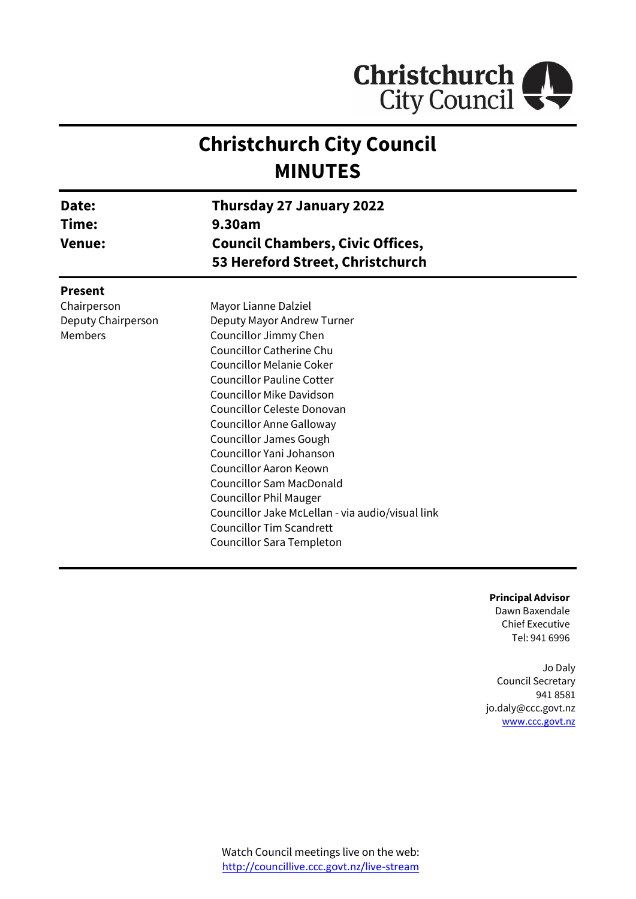Christchurch City Council

# Christchurch City Council
# MINUTES

| | |
|---|---|
| **Date:** | **Thursday 27 January 2022** |
| **Time:** | **9.30am** |
| **Venue:** | **Council Chambers, Civic Offices, 53 Hereford Street, Christchurch** |

**Present**

| | |
|---|---|
| Chairperson | Mayor Lianne Dalziel |
| Deputy Chairperson | Deputy Mayor Andrew Turner |
| Members | Councillor Jimmy Chen |
| | Councillor Catherine Chu |
| | Councillor Melanie Coker |
| | Councillor Pauline Cotter |
| | Councillor Mike Davidson |
| | Councillor Celeste Donovan |
| | Councillor Anne Galloway |
| | Councillor James Gough |
| | Councillor Yani Johanson |
| | Councillor Aaron Keown |
| | Councillor Sam MacDonald |
| | Councillor Phil Mauger |
| | Councillor Jake McLellan - via audio/visual link |
| | Councillor Tim Scandrett |
| | Councillor Sara Templeton |

**Principal Advisor**
Dawn Baxendale
Chief Executive
Tel: 941 6996

Jo Daly
Council Secretary
941 8581
jo.daly@ccc.govt.nz
www.ccc.govt.nz

Watch Council meetings live on the web:
http://councillive.ccc.govt.nz/live-stream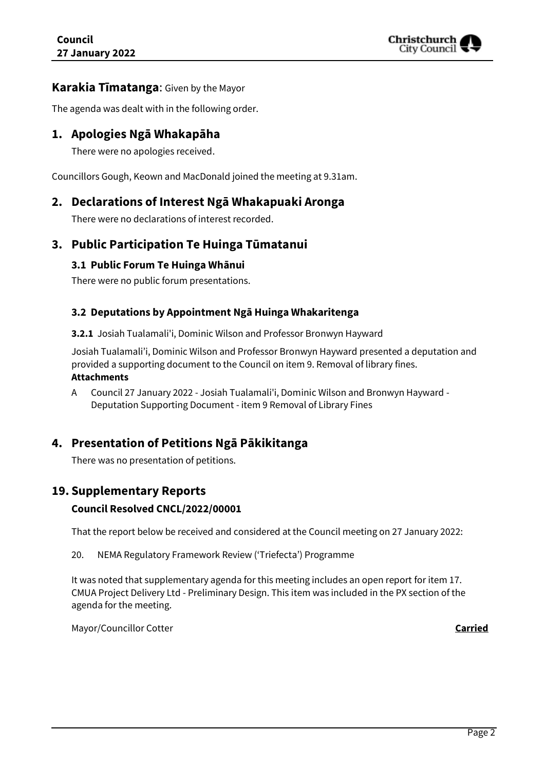## Karakia Tīmatanga: Given by the Mayor

The agenda was dealt with in the following order.

## 1. Apologies Ngā Whakapāha

There were no apologies received.

Councillors Gough, Keown and MacDonald joined the meeting at 9.31am.

## 2. Declarations of Interest Ngā Whakapuaki Aronga

There were no declarations of interest recorded.

## 3. Public Participation Te Huinga Tūmatanui

### 3.1 Public Forum Te Huinga Whānui

There were no public forum presentations.

### 3.2 Deputations by Appointment Ngā Huinga Whakaritenga

**3.2.1** Josiah Tualamali'i, Dominic Wilson and Professor Bronwyn Hayward

Josiah Tualamali'i, Dominic Wilson and Professor Bronwyn Hayward presented a deputation and provided a supporting document to the Council on item 9. Removal of library fines.

**Attachments**

A Council 27 January 2022 - Josiah Tualamali'i, Dominic Wilson and Bronwyn Hayward - Deputation Supporting Document - item 9 Removal of Library Fines

## 4. Presentation of Petitions Ngā Pākikitanga

There was no presentation of petitions.

## 19. Supplementary Reports

### Council Resolved CNCL/2022/00001

That the report below be received and considered at the Council meeting on 27 January 2022:

20. NEMA Regulatory Framework Review ('Triefecta') Programme

It was noted that supplementary agenda for this meeting includes an open report for item 17. CMUA Project Delivery Ltd - Preliminary Design. This item was included in the PX section of the agenda for the meeting.

Mayor/Councillor Cotter **Carried**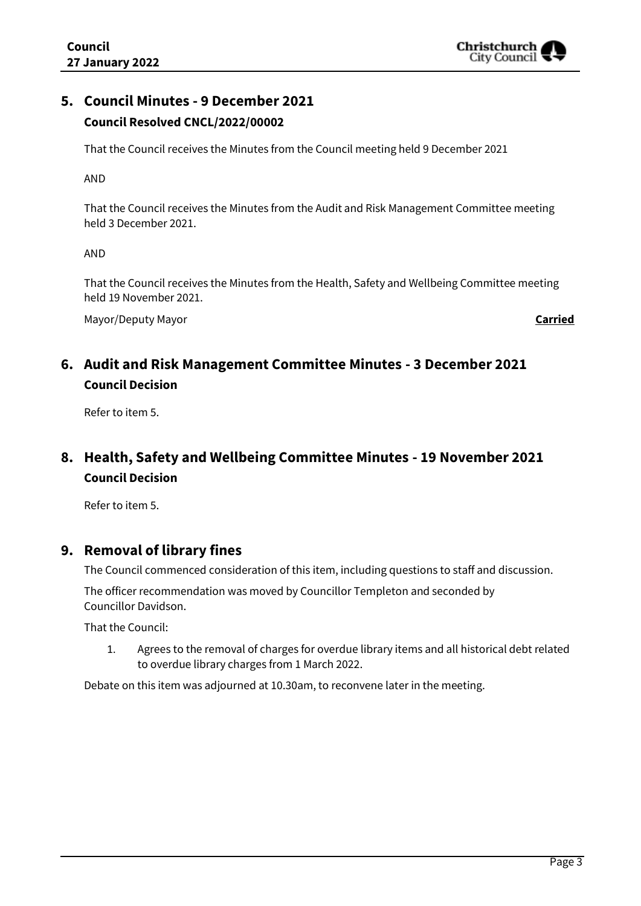## 5. Council Minutes - 9 December 2021

**Council Resolved CNCL/2022/00002**

That the Council receives the Minutes from the Council meeting held 9 December 2021

AND

That the Council receives the Minutes from the Audit and Risk Management Committee meeting held 3 December 2021.

AND

That the Council receives the Minutes from the Health, Safety and Wellbeing Committee meeting held 19 November 2021.

Mayor/Deputy Mayor **Carried**

## 6. Audit and Risk Management Committee Minutes - 3 December 2021

**Council Decision**

Refer to item 5.

## 8. Health, Safety and Wellbeing Committee Minutes - 19 November 2021

**Council Decision**

Refer to item 5.

## 9. Removal of library fines

The Council commenced consideration of this item, including questions to staff and discussion.

The officer recommendation was moved by Councillor Templeton and seconded by Councillor Davidson.

That the Council:

1. Agrees to the removal of charges for overdue library items and all historical debt related to overdue library charges from 1 March 2022.

Debate on this item was adjourned at 10.30am, to reconvene later in the meeting.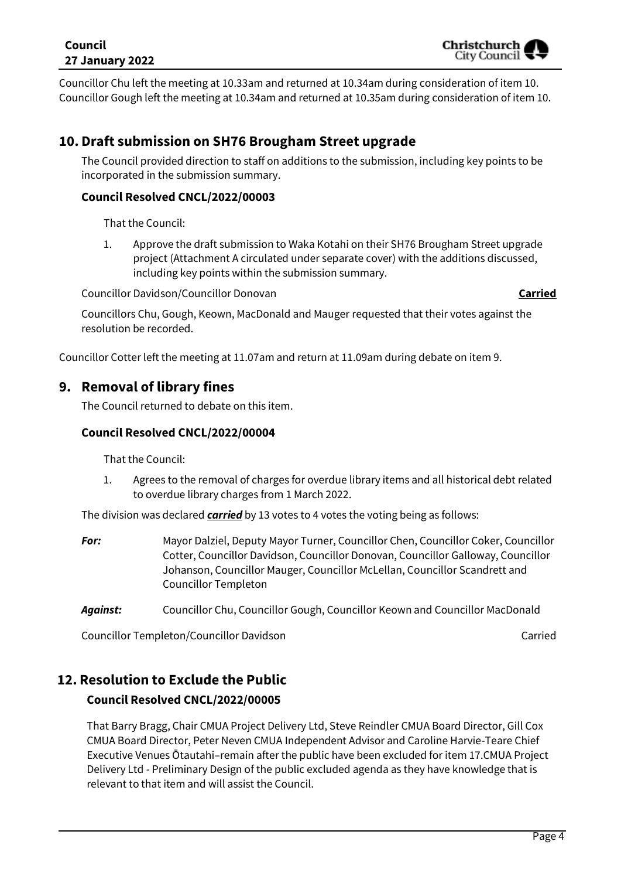Councillor Chu left the meeting at 10.33am and returned at 10.34am during consideration of item 10.
Councillor Gough left the meeting at 10.34am and returned at 10.35am during consideration of item 10.

## 10. Draft submission on SH76 Brougham Street upgrade

The Council provided direction to staff on additions to the submission, including key points to be incorporated in the submission summary.

### Council Resolved CNCL/2022/00003

That the Council:

1. Approve the draft submission to Waka Kotahi on their SH76 Brougham Street upgrade project (Attachment A circulated under separate cover) with the additions discussed, including key points within the submission summary.

Councillor Davidson/Councillor Donovan **Carried**

Councillors Chu, Gough, Keown, MacDonald and Mauger requested that their votes against the resolution be recorded.

Councillor Cotter left the meeting at 11.07am and return at 11.09am during debate on item 9.

## 9. Removal of library fines

The Council returned to debate on this item.

### Council Resolved CNCL/2022/00004

That the Council:

1. Agrees to the removal of charges for overdue library items and all historical debt related to overdue library charges from 1 March 2022.

The division was declared ***carried*** by 13 votes to 4 votes the voting being as follows:

***For:*** Mayor Dalziel, Deputy Mayor Turner, Councillor Chen, Councillor Coker, Councillor Cotter, Councillor Davidson, Councillor Donovan, Councillor Galloway, Councillor Johanson, Councillor Mauger, Councillor McLellan, Councillor Scandrett and Councillor Templeton

***Against:*** Councillor Chu, Councillor Gough, Councillor Keown and Councillor MacDonald

Councillor Templeton/Councillor Davidson Carried

## 12. Resolution to Exclude the Public

### Council Resolved CNCL/2022/00005

That Barry Bragg, Chair CMUA Project Delivery Ltd, Steve Reindler CMUA Board Director, Gill Cox CMUA Board Director, Peter Neven CMUA Independent Advisor and Caroline Harvie-Teare Chief Executive Venues Ōtautahi–remain after the public have been excluded for item 17.CMUA Project Delivery Ltd - Preliminary Design of the public excluded agenda as they have knowledge that is relevant to that item and will assist the Council.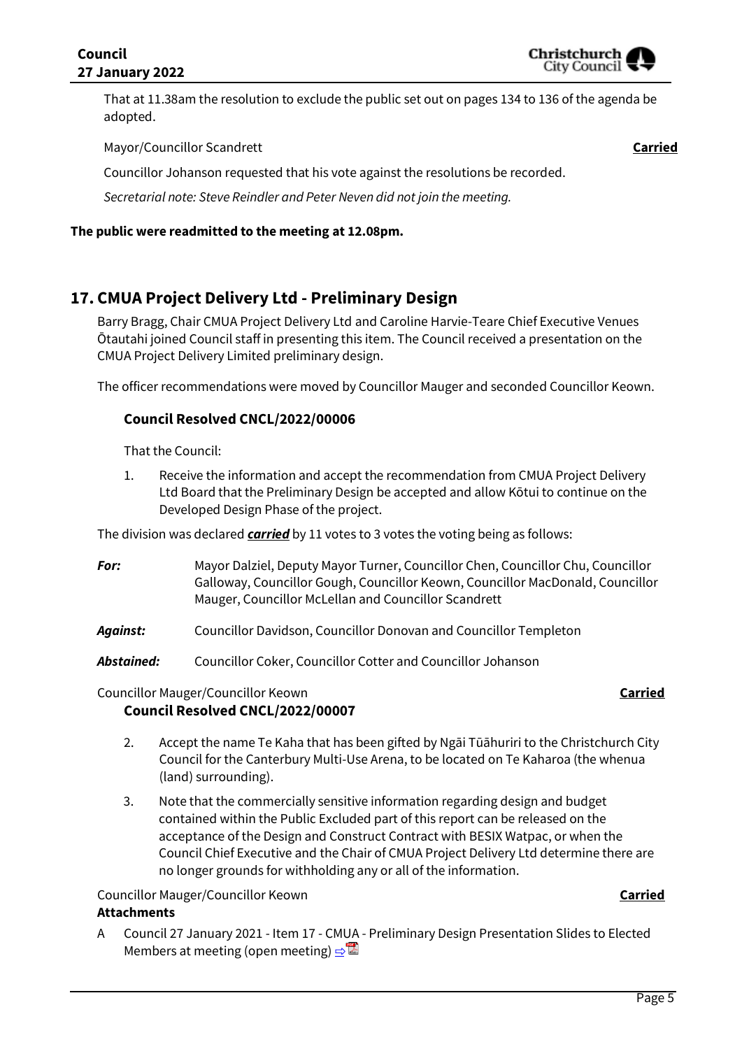That at 11.38am the resolution to exclude the public set out on pages 134 to 136 of the agenda be adopted.

Mayor/Councillor Scandrett **Carried**

Councillor Johanson requested that his vote against the resolutions be recorded.

*Secretarial note: Steve Reindler and Peter Neven did not join the meeting.*

**The public were readmitted to the meeting at 12.08pm.**

## 17. CMUA Project Delivery Ltd - Preliminary Design

Barry Bragg, Chair CMUA Project Delivery Ltd and Caroline Harvie-Teare Chief Executive Venues Ōtautahi joined Council staff in presenting this item. The Council received a presentation on the CMUA Project Delivery Limited preliminary design.

The officer recommendations were moved by Councillor Mauger and seconded Councillor Keown.

### Council Resolved CNCL/2022/00006

That the Council:

1. Receive the information and accept the recommendation from CMUA Project Delivery Ltd Board that the Preliminary Design be accepted and allow Kōtui to continue on the Developed Design Phase of the project.

The division was declared ***carried*** by 11 votes to 3 votes the voting being as follows:

***For:*** Mayor Dalziel, Deputy Mayor Turner, Councillor Chen, Councillor Chu, Councillor Galloway, Councillor Gough, Councillor Keown, Councillor MacDonald, Councillor Mauger, Councillor McLellan and Councillor Scandrett

***Against:*** Councillor Davidson, Councillor Donovan and Councillor Templeton

***Abstained:*** Councillor Coker, Councillor Cotter and Councillor Johanson

Councillor Mauger/Councillor Keown **Carried**

### Council Resolved CNCL/2022/00007

2. Accept the name Te Kaha that has been gifted by Ngāi Tūāhuriri to the Christchurch City Council for the Canterbury Multi-Use Arena, to be located on Te Kaharoa (the whenua (land) surrounding).

3. Note that the commercially sensitive information regarding design and budget contained within the Public Excluded part of this report can be released on the acceptance of the Design and Construct Contract with BESIX Watpac, or when the Council Chief Executive and the Chair of CMUA Project Delivery Ltd determine there are no longer grounds for withholding any or all of the information.

Councillor Mauger/Councillor Keown **Carried**

**Attachments**

A Council 27 January 2021 - Item 17 - CMUA - Preliminary Design Presentation Slides to Elected Members at meeting (open meeting) ⇨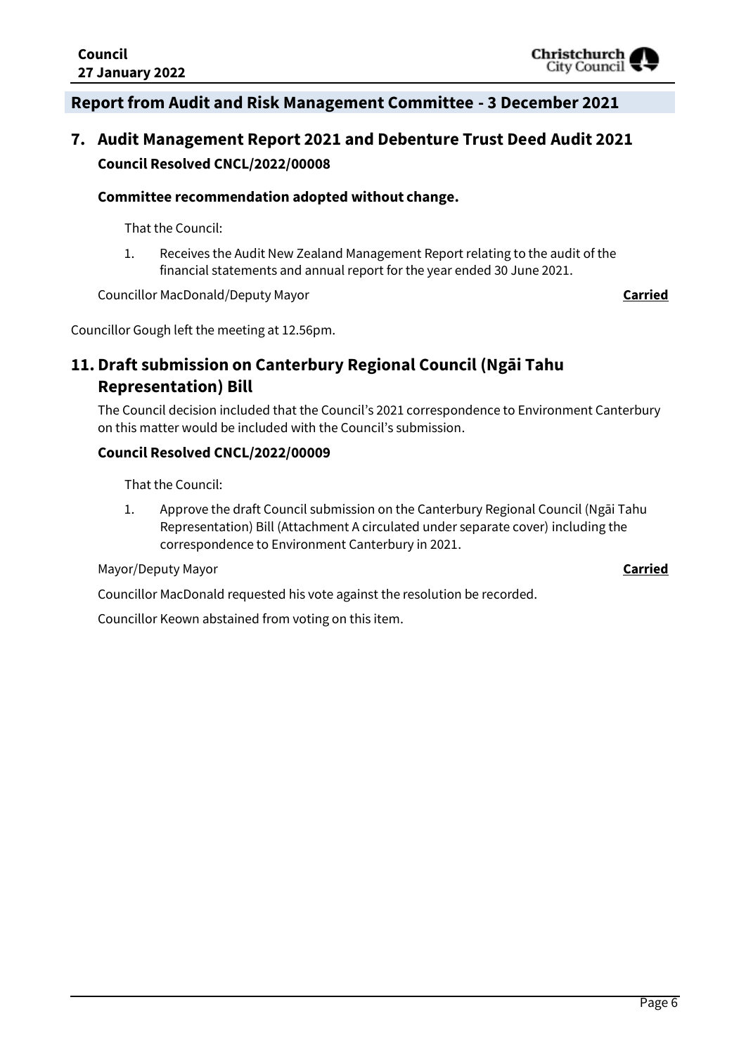## Report from Audit and Risk Management Committee - 3 December 2021

## 7. Audit Management Report 2021 and Debenture Trust Deed Audit 2021

**Council Resolved CNCL/2022/00008**

**Committee recommendation adopted without change.**

That the Council:

1. Receives the Audit New Zealand Management Report relating to the audit of the financial statements and annual report for the year ended 30 June 2021.

Councillor MacDonald/Deputy Mayor **Carried**

Councillor Gough left the meeting at 12.56pm.

## 11. Draft submission on Canterbury Regional Council (Ngāi Tahu Representation) Bill

The Council decision included that the Council's 2021 correspondence to Environment Canterbury on this matter would be included with the Council's submission.

**Council Resolved CNCL/2022/00009**

That the Council:

1. Approve the draft Council submission on the Canterbury Regional Council (Ngāi Tahu Representation) Bill (Attachment A circulated under separate cover) including the correspondence to Environment Canterbury in 2021.

Mayor/Deputy Mayor **Carried**

Councillor MacDonald requested his vote against the resolution be recorded.

Councillor Keown abstained from voting on this item.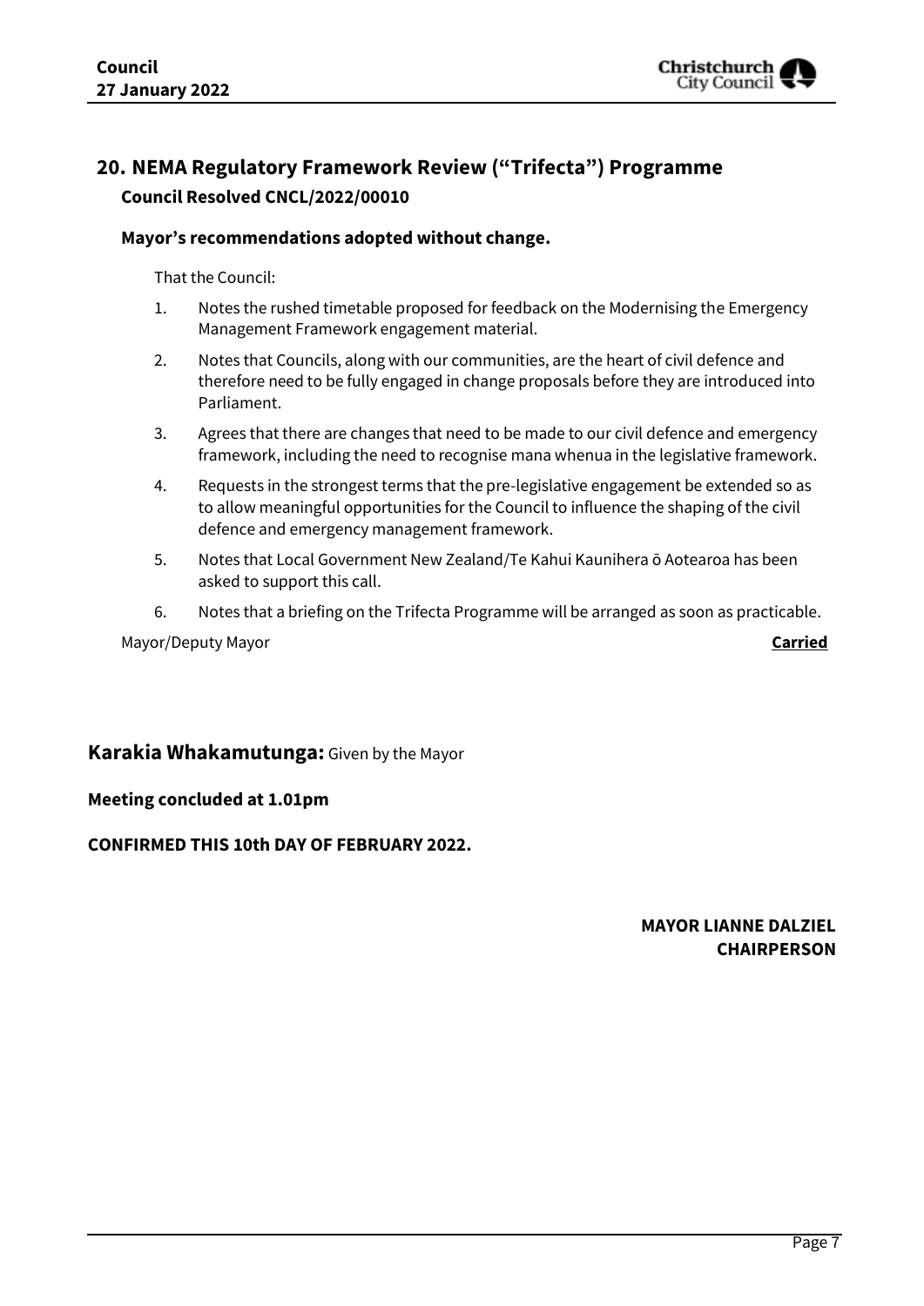## 20. NEMA Regulatory Framework Review ("Trifecta") Programme

**Council Resolved CNCL/2022/00010**

**Mayor's recommendations adopted without change.**

That the Council:

1. Notes the rushed timetable proposed for feedback on the Modernising the Emergency Management Framework engagement material.
2. Notes that Councils, along with our communities, are the heart of civil defence and therefore need to be fully engaged in change proposals before they are introduced into Parliament.
3. Agrees that there are changes that need to be made to our civil defence and emergency framework, including the need to recognise mana whenua in the legislative framework.
4. Requests in the strongest terms that the pre-legislative engagement be extended so as to allow meaningful opportunities for the Council to influence the shaping of the civil defence and emergency management framework.
5. Notes that Local Government New Zealand/Te Kahui Kaunihera ō Aotearoa has been asked to support this call.
6. Notes that a briefing on the Trifecta Programme will be arranged as soon as practicable.

Mayor/Deputy Mayor **Carried**

**Karakia Whakamutunga:** Given by the Mayor

**Meeting concluded at 1.01pm**

**CONFIRMED THIS 10th DAY OF FEBRUARY 2022.**

**MAYOR LIANNE DALZIEL**
**CHAIRPERSON**